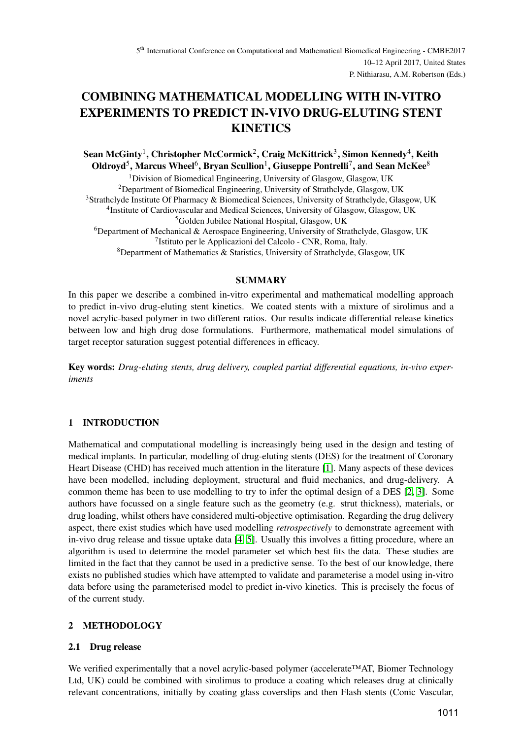# COMBINING MATHEMATICAL MODELLING WITH IN-VITRO EXPERIMENTS TO PREDICT IN-VIVO DRUG-ELUTING STENT KINETICS

**Sean McGinty[1], Christopher McCormick[2], Craig McKittrick[3], Simon Kennedy[4], Keith Oldroyd[5], Marcus Wheel[6], Bryan Scullion[1], Giuseppe Pontrelli[7], and Sean McKee[8]**

[1]Division of Biomedical Engineering, University of Glasgow, Glasgow, UK
[2]Department of Biomedical Engineering, University of Strathclyde, Glasgow, UK
[3]Strathclyde Institute Of Pharmacy & Biomedical Sciences, University of Strathclyde, Glasgow, UK
[4]Institute of Cardiovascular and Medical Sciences, University of Glasgow, Glasgow, UK
[5]Golden Jubilee National Hospital, Glasgow, UK
[6]Department of Mechanical & Aerospace Engineering, University of Strathclyde, Glasgow, UK
[7]Istituto per le Applicazioni del Calcolo - CNR, Roma, Italy.
[8]Department of Mathematics & Statistics, University of Strathclyde, Glasgow, UK

### SUMMARY

In this paper we describe a combined in-vitro experimental and mathematical modelling approach to predict in-vivo drug-eluting stent kinetics. We coated stents with a mixture of sirolimus and a novel acrylic-based polymer in two different ratios. Our results indicate differential release kinetics between low and high drug dose formulations. Furthermore, mathematical model simulations of target receptor saturation suggest potential differences in efficacy.

**Key words:** *Drug-eluting stents, drug delivery, coupled partial differential equations, in-vivo experiments*

## 1 INTRODUCTION

Mathematical and computational modelling is increasingly being used in the design and testing of medical implants. In particular, modelling of drug-eluting stents (DES) for the treatment of Coronary Heart Disease (CHD) has received much attention in the literature [1]. Many aspects of these devices have been modelled, including deployment, structural and fluid mechanics, and drug-delivery. A common theme has been to use modelling to try to infer the optimal design of a DES [2, 3]. Some authors have focussed on a single feature such as the geometry (e.g. strut thickness), materials, or drug loading, whilst others have considered multi-objective optimisation. Regarding the drug delivery aspect, there exist studies which have used modelling *retrospectively* to demonstrate agreement with in-vivo drug release and tissue uptake data [4, 5]. Usually this involves a fitting procedure, where an algorithm is used to determine the model parameter set which best fits the data. These studies are limited in the fact that they cannot be used in a predictive sense. To the best of our knowledge, there exists no published studies which have attempted to validate and parameterise a model using in-vitro data before using the parameterised model to predict in-vivo kinetics. This is precisely the focus of of the current study.

## 2 METHODOLOGY

### 2.1 Drug release

We verified experimentally that a novel acrylic-based polymer (accelerate™AT, Biomer Technology Ltd, UK) could be combined with sirolimus to produce a coating which releases drug at clinically relevant concentrations, initially by coating glass coverslips and then Flash stents (Conic Vascular,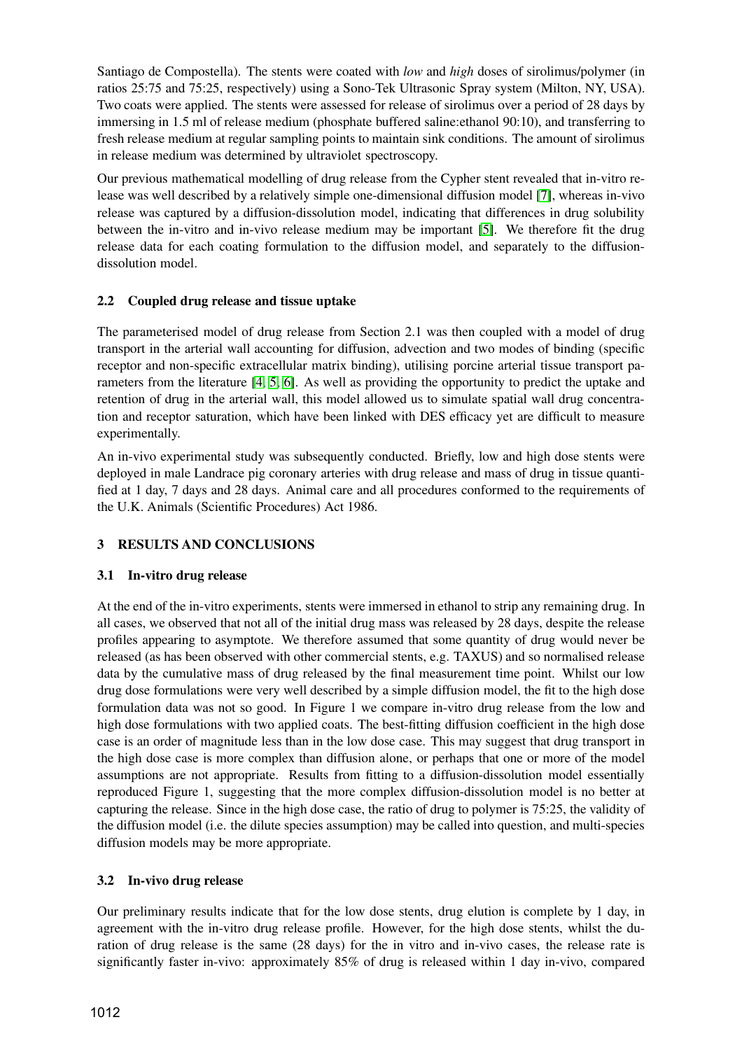Santiago de Compostella). The stents were coated with *low* and *high* doses of sirolimus/polymer (in ratios 25:75 and 75:25, respectively) using a Sono-Tek Ultrasonic Spray system (Milton, NY, USA). Two coats were applied. The stents were assessed for release of sirolimus over a period of 28 days by immersing in 1.5 ml of release medium (phosphate buffered saline:ethanol 90:10), and transferring to fresh release medium at regular sampling points to maintain sink conditions. The amount of sirolimus in release medium was determined by ultraviolet spectroscopy.

Our previous mathematical modelling of drug release from the Cypher stent revealed that in-vitro release was well described by a relatively simple one-dimensional diffusion model [7], whereas in-vivo release was captured by a diffusion-dissolution model, indicating that differences in drug solubility between the in-vitro and in-vivo release medium may be important [5]. We therefore fit the drug release data for each coating formulation to the diffusion model, and separately to the diffusion-dissolution model.

### 2.2 Coupled drug release and tissue uptake

The parameterised model of drug release from Section 2.1 was then coupled with a model of drug transport in the arterial wall accounting for diffusion, advection and two modes of binding (specific receptor and non-specific extracellular matrix binding), utilising porcine arterial tissue transport parameters from the literature [4, 5, 6]. As well as providing the opportunity to predict the uptake and retention of drug in the arterial wall, this model allowed us to simulate spatial wall drug concentration and receptor saturation, which have been linked with DES efficacy yet are difficult to measure experimentally.

An in-vivo experimental study was subsequently conducted. Briefly, low and high dose stents were deployed in male Landrace pig coronary arteries with drug release and mass of drug in tissue quantified at 1 day, 7 days and 28 days. Animal care and all procedures conformed to the requirements of the U.K. Animals (Scientific Procedures) Act 1986.

## 3 RESULTS AND CONCLUSIONS

### 3.1 In-vitro drug release

At the end of the in-vitro experiments, stents were immersed in ethanol to strip any remaining drug. In all cases, we observed that not all of the initial drug mass was released by 28 days, despite the release profiles appearing to asymptote. We therefore assumed that some quantity of drug would never be released (as has been observed with other commercial stents, e.g. TAXUS) and so normalised release data by the cumulative mass of drug released by the final measurement time point. Whilst our low drug dose formulations were very well described by a simple diffusion model, the fit to the high dose formulation data was not so good. In Figure 1 we compare in-vitro drug release from the low and high dose formulations with two applied coats. The best-fitting diffusion coefficient in the high dose case is an order of magnitude less than in the low dose case. This may suggest that drug transport in the high dose case is more complex than diffusion alone, or perhaps that one or more of the model assumptions are not appropriate. Results from fitting to a diffusion-dissolution model essentially reproduced Figure 1, suggesting that the more complex diffusion-dissolution model is no better at capturing the release. Since in the high dose case, the ratio of drug to polymer is 75:25, the validity of the diffusion model (i.e. the dilute species assumption) may be called into question, and multi-species diffusion models may be more appropriate.

### 3.2 In-vivo drug release

Our preliminary results indicate that for the low dose stents, drug elution is complete by 1 day, in agreement with the in-vitro drug release profile. However, for the high dose stents, whilst the duration of drug release is the same (28 days) for the in vitro and in-vivo cases, the release rate is significantly faster in-vivo: approximately 85% of drug is released within 1 day in-vivo, compared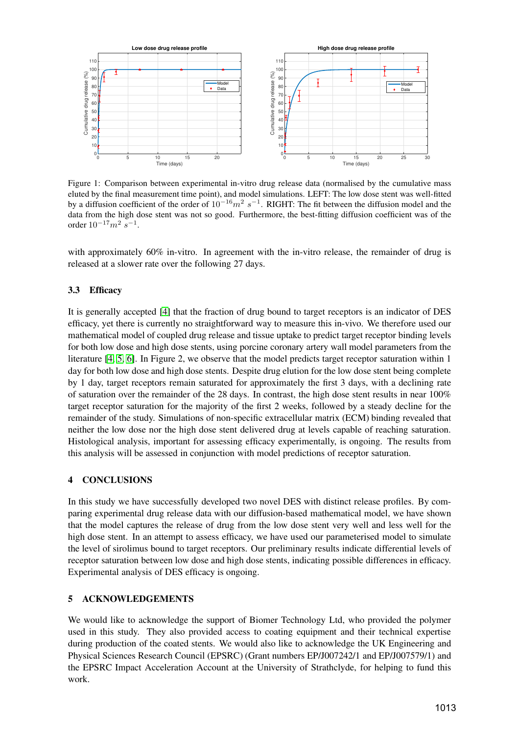Figure 1: Comparison between experimental in-vitro drug release data (normalised by the cumulative mass eluted by the final measurement time point), and model simulations. LEFT: The low dose stent was well-fitted by a diffusion coefficient of the order of $10^{-16} m^2\ s^{-1}$. RIGHT: The fit between the diffusion model and the data from the high dose stent was not so good. Furthermore, the best-fitting diffusion coefficient was of the order $10^{-17} m^2\ s^{-1}$.

with approximately 60% in-vitro. In agreement with the in-vitro release, the remainder of drug is released at a slower rate over the following 27 days.

### 3.3 Efficacy

It is generally accepted [4] that the fraction of drug bound to target receptors is an indicator of DES efficacy, yet there is currently no straightforward way to measure this in-vivo. We therefore used our mathematical model of coupled drug release and tissue uptake to predict target receptor binding levels for both low dose and high dose stents, using porcine coronary artery wall model parameters from the literature [4, 5, 6]. In Figure 2, we observe that the model predicts target receptor saturation within 1 day for both low dose and high dose stents. Despite drug elution for the low dose stent being complete by 1 day, target receptors remain saturated for approximately the first 3 days, with a declining rate of saturation over the remainder of the 28 days. In contrast, the high dose stent results in near 100% target receptor saturation for the majority of the first 2 weeks, followed by a steady decline for the remainder of the study. Simulations of non-specific extracellular matrix (ECM) binding revealed that neither the low dose nor the high dose stent delivered drug at levels capable of reaching saturation. Histological analysis, important for assessing efficacy experimentally, is ongoing. The results from this analysis will be assessed in conjunction with model predictions of receptor saturation.

## 4 CONCLUSIONS

In this study we have successfully developed two novel DES with distinct release profiles. By comparing experimental drug release data with our diffusion-based mathematical model, we have shown that the model captures the release of drug from the low dose stent very well and less well for the high dose stent. In an attempt to assess efficacy, we have used our parameterised model to simulate the level of sirolimus bound to target receptors. Our preliminary results indicate differential levels of receptor saturation between low dose and high dose stents, indicating possible differences in efficacy. Experimental analysis of DES efficacy is ongoing.

## 5 ACKNOWLEDGEMENTS

We would like to acknowledge the support of Biomer Technology Ltd, who provided the polymer used in this study. They also provided access to coating equipment and their technical expertise during production of the coated stents. We would also like to acknowledge the UK Engineering and Physical Sciences Research Council (EPSRC) (Grant numbers EP/J007242/1 and EP/J007579/1) and the EPSRC Impact Acceleration Account at the University of Strathclyde, for helping to fund this work.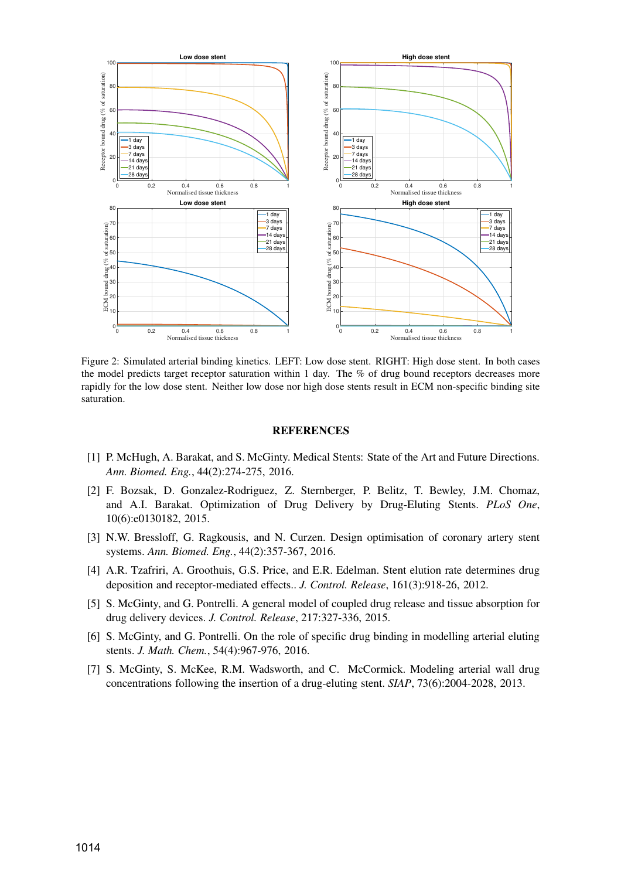Low dose stent

100
80
60
40
20
0

Receptor bound drug (% of saturation)

1 day
3 days
7 days
14 days
21 days
28 days

0 0.2 0.4 0.6 0.8 1
Normalised tissue thickness

High dose stent

100
80
60
40
20
0

Receptor bound drug (% of saturation)

1 day
3 days
7 days
14 days
21 days
28 days

0 0.2 0.4 0.6 0.8 1
Normalised tissue thickness

Low dose stent

80
70
60
50
40
30
20
10
0

ECM bound drug (% of saturation)

1 day
3 days
7 days
14 days
21 days
28 days

0 0.2 0.4 0.6 0.8 1
Normalised tissue thickness

High dose stent

80
70
60
50
40
30
20
10
0

ECM bound drug (% of saturation)

1 day
3 days
7 days
14 days
21 days
28 days

0 0.2 0.4 0.6 0.8 1
Normalised tissue thickness

Figure 2: Simulated arterial binding kinetics. LEFT: Low dose stent. RIGHT: High dose stent. In both cases the model predicts target receptor saturation within 1 day. The % of drug bound receptors decreases more rapidly for the low dose stent. Neither low dose nor high dose stents result in ECM non-specific binding site saturation.

## REFERENCES

[1] P. McHugh, A. Barakat, and S. McGinty. Medical Stents: State of the Art and Future Directions. *Ann. Biomed. Eng.*, 44(2):274-275, 2016.

[2] F. Bozsak, D. Gonzalez-Rodriguez, Z. Sternberger, P. Belitz, T. Bewley, J.M. Chomaz, and A.I. Barakat. Optimization of Drug Delivery by Drug-Eluting Stents. *PLoS One*, 10(6):e0130182, 2015.

[3] N.W. Bressloff, G. Ragkousis, and N. Curzen. Design optimisation of coronary artery stent systems. *Ann. Biomed. Eng.*, 44(2):357-367, 2016.

[4] A.R. Tzafriri, A. Groothuis, G.S. Price, and E.R. Edelman. Stent elution rate determines drug deposition and receptor-mediated effects.. *J. Control. Release*, 161(3):918-26, 2012.

[5] S. McGinty, and G. Pontrelli. A general model of coupled drug release and tissue absorption for drug delivery devices. *J. Control. Release*, 217:327-336, 2015.

[6] S. McGinty, and G. Pontrelli. On the role of specific drug binding in modelling arterial eluting stents. *J. Math. Chem.*, 54(4):967-976, 2016.

[7] S. McGinty, S. McKee, R.M. Wadsworth, and C. McCormick. Modeling arterial wall drug concentrations following the insertion of a drug-eluting stent. *SIAP*, 73(6):2004-2028, 2013.